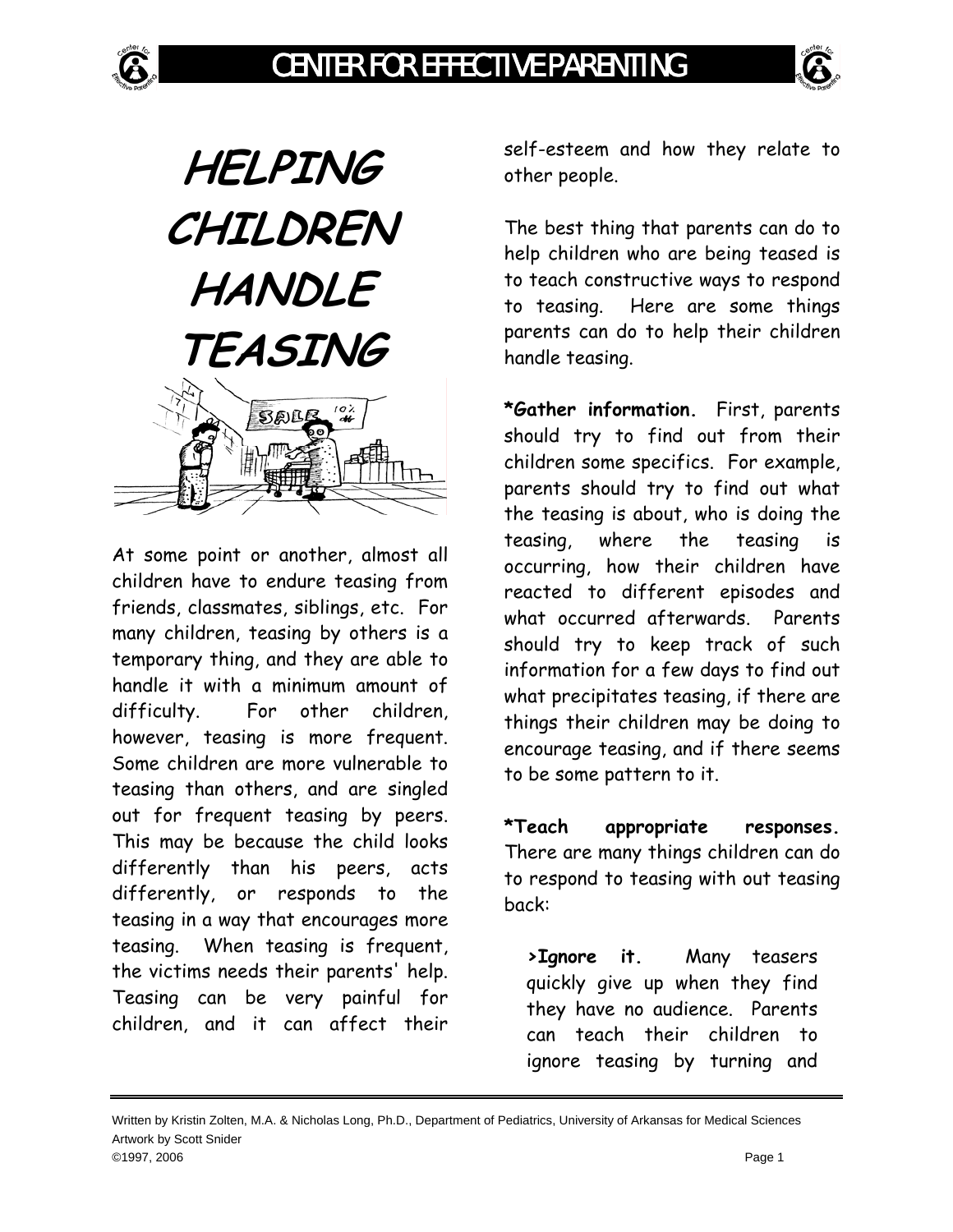# HELPING CHILDREN HANDLE TEASING

At some point or another, almost all children have to endure teasing from friends, classmates, siblings, etc. For many children, teasing by others is a temporary thing, and they are able to handle it with a minimum amount of difficulty. For other children, however, teasing is more frequent. Some children are more vulnerable to teasing than others, and are singled out for frequent teasing by peers. This may be because the child looks differently than his peers, acts differently, or responds to the teasing in a way that encourages more teasing. When teasing is frequent, the victims needs their parents' help. Teasing can be very painful for children, and it can affect their self-esteem and how they relate to other people.

The best thing that parents can do to help children who are being teased is to teach constructive ways to respond to teasing. Here are some things parents can do to help their children handle teasing.

**\*Gather information.** First, parents should try to find out from their children some specifics. For example, parents should try to find out what the teasing is about, who is doing the teasing, where the teasing is occurring, how their children have reacted to different episodes and what occurred afterwards. Parents should try to keep track of such information for a few days to find out what precipitates teasing, if there are things their children may be doing to encourage teasing, and if there seems to be some pattern to it.

**\*Teach appropriate responses.** There are many things children can do to respond to teasing with out teasing back:

> **>Ignore it.** Many teasers quickly give up when they find they have no audience. Parents can teach their children to ignore teasing by turning and

Written by Kristin Zolten, M.A. & Nicholas Long, Ph.D., Department of Pediatrics, University of Arkansas for Medical Sciences
Artwork by Scott Snider
©1997, 2006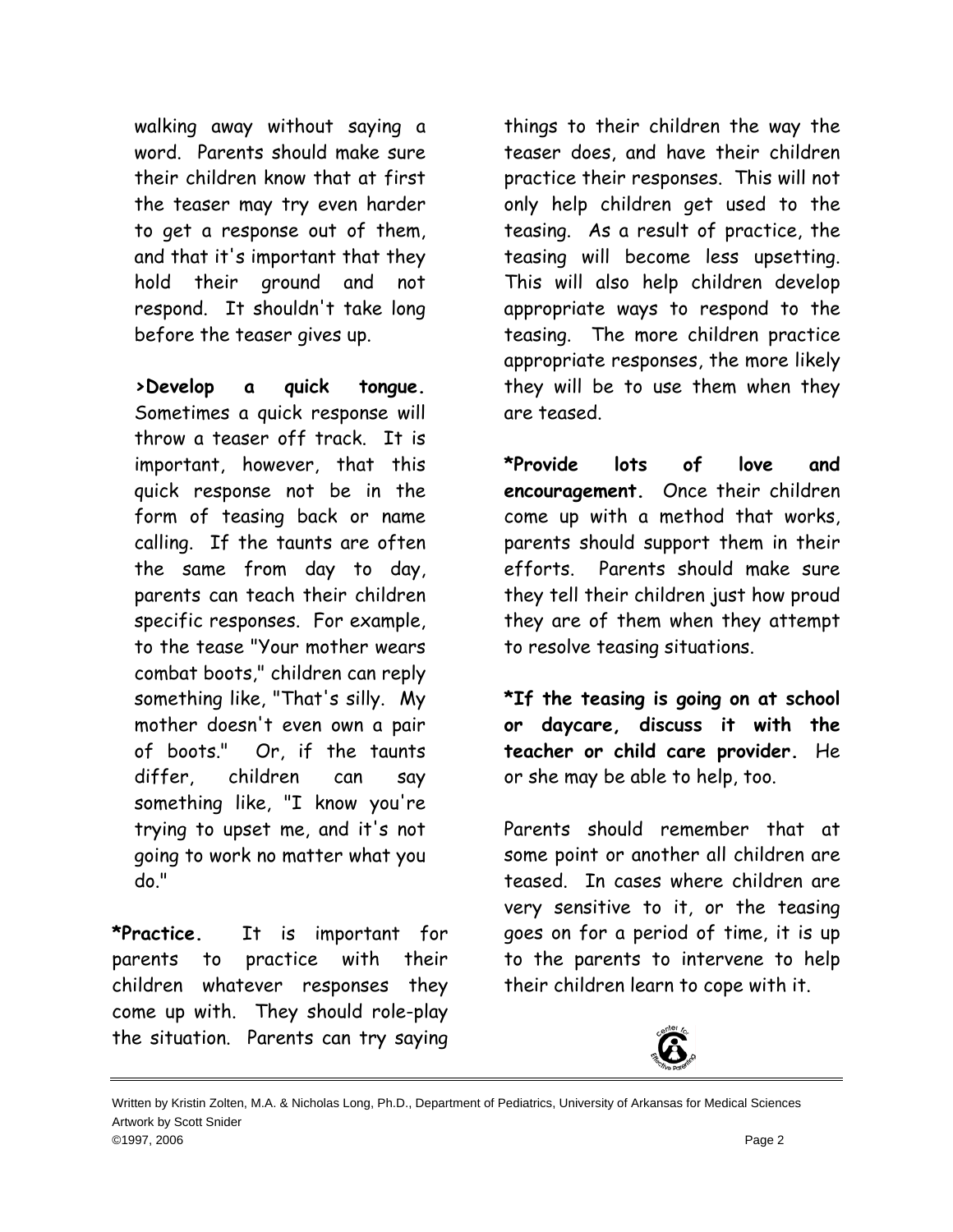walking away without saying a word. Parents should make sure their children know that at first the teaser may try even harder to get a response out of them, and that it's important that they hold their ground and not respond. It shouldn't take long before the teaser gives up.

>**Develop a quick tongue.** Sometimes a quick response will throw a teaser off track. It is important, however, that this quick response not be in the form of teasing back or name calling. If the taunts are often the same from day to day, parents can teach their children specific responses. For example, to the tease "Your mother wears combat boots," children can reply something like, "That's silly. My mother doesn't even own a pair of boots." Or, if the taunts differ, children can say something like, "I know you're trying to upset me, and it's not going to work no matter what you do."

**\*Practice.** It is important for parents to practice with their children whatever responses they come up with. They should role-play the situation. Parents can try saying things to their children the way the teaser does, and have their children practice their responses. This will not only help children get used to the teasing. As a result of practice, the teasing will become less upsetting. This will also help children develop appropriate ways to respond to the teasing. The more children practice appropriate responses, the more likely they will be to use them when they are teased.

**\*Provide lots of love and encouragement.** Once their children come up with a method that works, parents should support them in their efforts. Parents should make sure they tell their children just how proud they are of them when they attempt to resolve teasing situations.

**\*If the teasing is going on at school or daycare, discuss it with the teacher or child care provider.** He or she may be able to help, too.

Parents should remember that at some point or another all children are teased. In cases where children are very sensitive to it, or the teasing goes on for a period of time, it is up to the parents to intervene to help their children learn to cope with it.

Written by Kristin Zolten, M.A. & Nicholas Long, Ph.D., Department of Pediatrics, University of Arkansas for Medical Sciences
Artwork by Scott Snider
©1997, 2006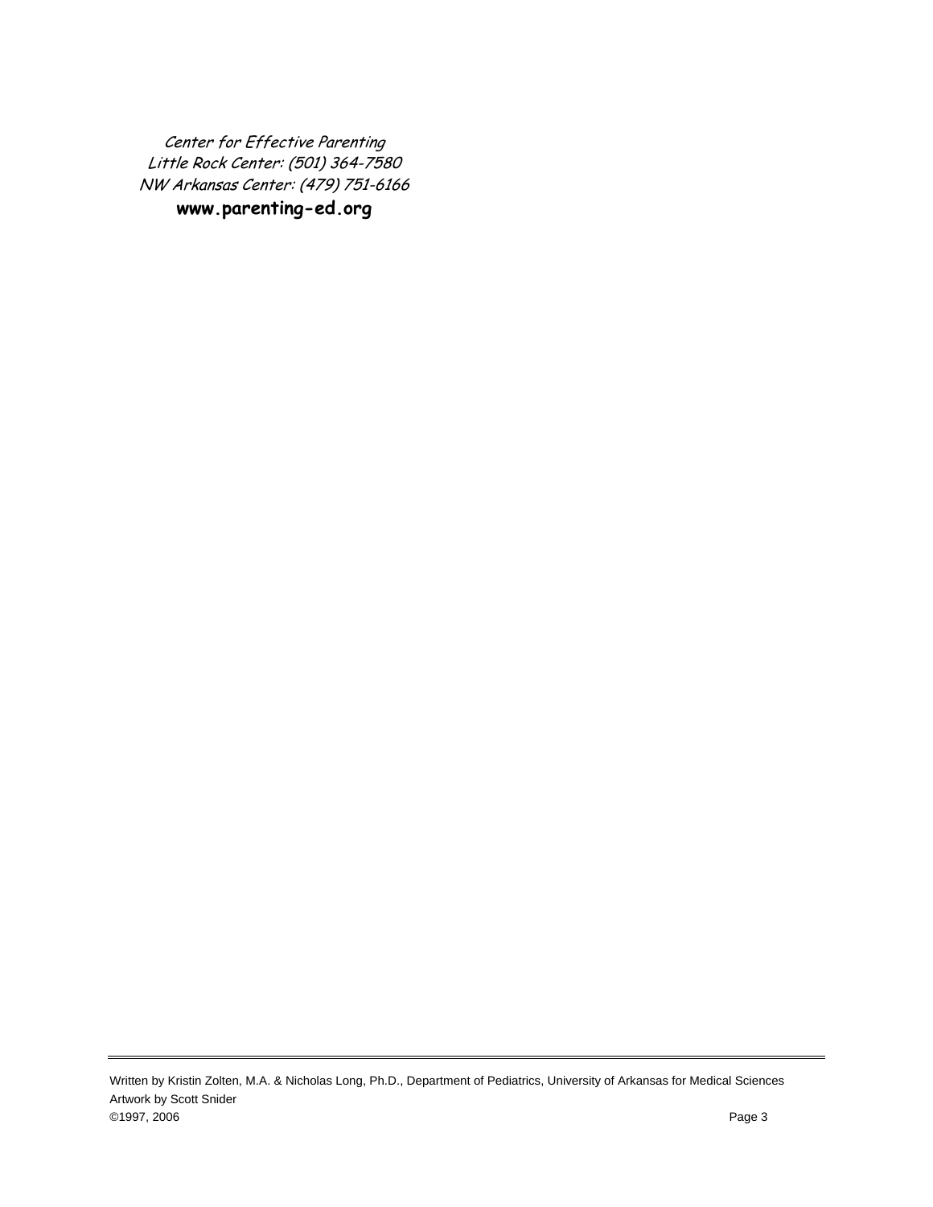*Center for Effective Parenting*
*Little Rock Center: (501) 364-7580*
*NW Arkansas Center: (479) 751-6166*
**www.parenting-ed.org**

Written by Kristin Zolten, M.A. & Nicholas Long, Ph.D., Department of Pediatrics, University of Arkansas for Medical Sciences
Artwork by Scott Snider
©1997, 2006